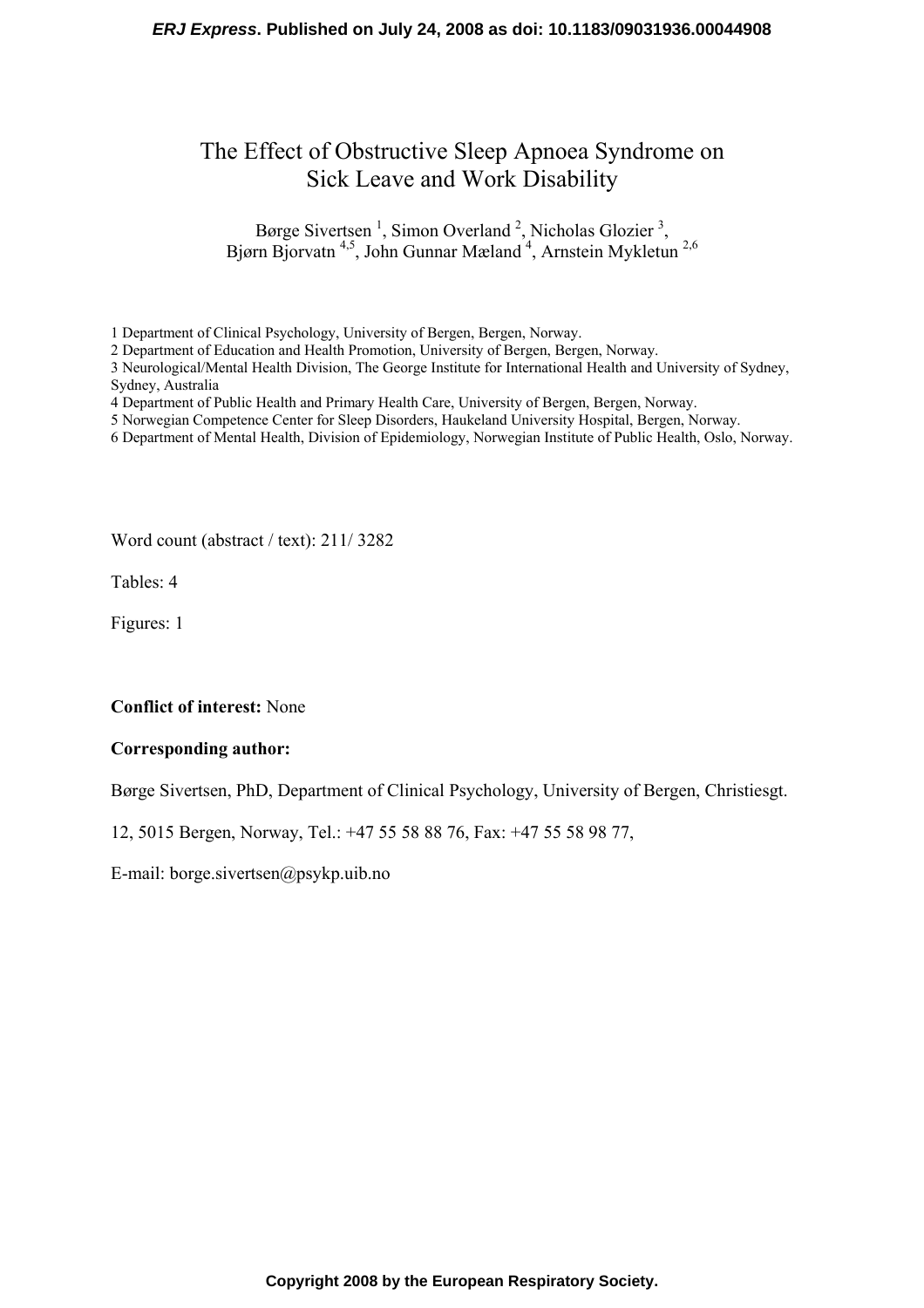*ERJ Express*. **Published on July 24, 2008 as doi: 10.1183/09031936.00044908**

# The Effect of Obstructive Sleep Apnoea Syndrome on Sick Leave and Work Disability

Børge Sivertsen [1], Simon Overland [2], Nicholas Glozier [3], Bjørn Bjorvatn [4,5], John Gunnar Mæland [4], Arnstein Mykletun [2,6]

1 Department of Clinical Psychology, University of Bergen, Bergen, Norway.
2 Department of Education and Health Promotion, University of Bergen, Bergen, Norway.
3 Neurological/Mental Health Division, The George Institute for International Health and University of Sydney, Sydney, Australia
4 Department of Public Health and Primary Health Care, University of Bergen, Bergen, Norway.
5 Norwegian Competence Center for Sleep Disorders, Haukeland University Hospital, Bergen, Norway.
6 Department of Mental Health, Division of Epidemiology, Norwegian Institute of Public Health, Oslo, Norway.

Word count (abstract / text): 211/ 3282

Tables: 4

Figures: 1

**Conflict of interest:** None

**Corresponding author:**

Børge Sivertsen, PhD, Department of Clinical Psychology, University of Bergen, Christiesgt. 12, 5015 Bergen, Norway, Tel.: +47 55 58 88 76, Fax: +47 55 58 98 77,

E-mail: borge.sivertsen@psykp.uib.no

**Copyright 2008 by the European Respiratory Society.**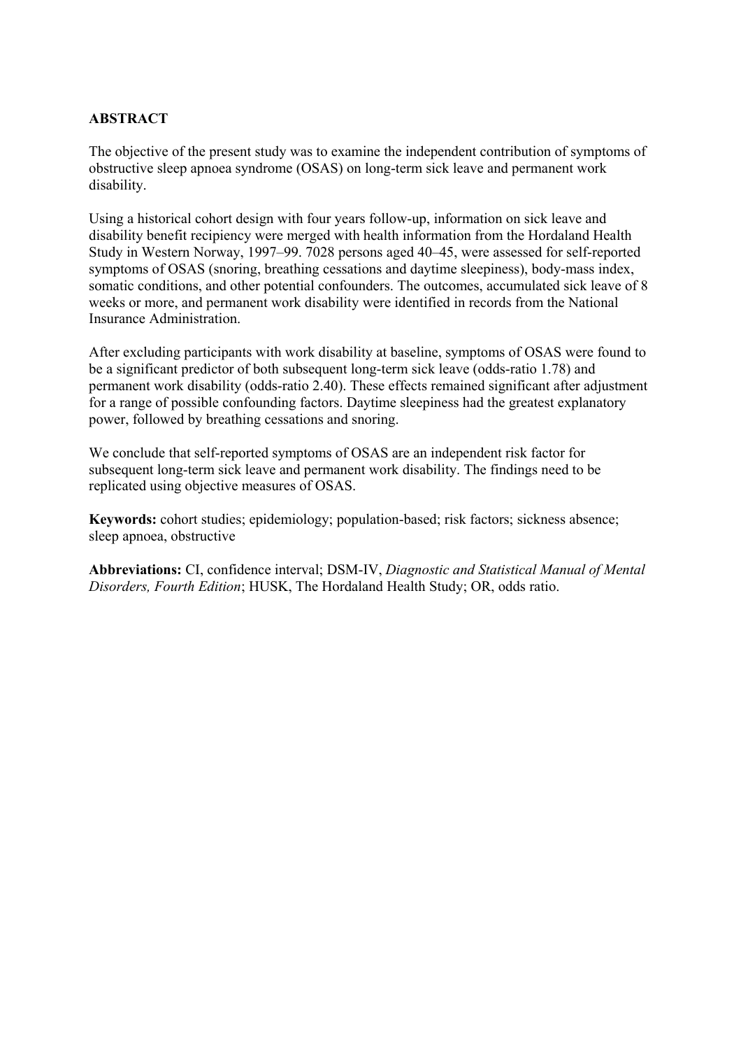## ABSTRACT

The objective of the present study was to examine the independent contribution of symptoms of obstructive sleep apnoea syndrome (OSAS) on long-term sick leave and permanent work disability.

Using a historical cohort design with four years follow-up, information on sick leave and disability benefit recipiency were merged with health information from the Hordaland Health Study in Western Norway, 1997–99. 7028 persons aged 40–45, were assessed for self-reported symptoms of OSAS (snoring, breathing cessations and daytime sleepiness), body-mass index, somatic conditions, and other potential confounders. The outcomes, accumulated sick leave of 8 weeks or more, and permanent work disability were identified in records from the National Insurance Administration.

After excluding participants with work disability at baseline, symptoms of OSAS were found to be a significant predictor of both subsequent long-term sick leave (odds-ratio 1.78) and permanent work disability (odds-ratio 2.40). These effects remained significant after adjustment for a range of possible confounding factors. Daytime sleepiness had the greatest explanatory power, followed by breathing cessations and snoring.

We conclude that self-reported symptoms of OSAS are an independent risk factor for subsequent long-term sick leave and permanent work disability. The findings need to be replicated using objective measures of OSAS.

**Keywords:** cohort studies; epidemiology; population-based; risk factors; sickness absence; sleep apnoea, obstructive

**Abbreviations:** CI, confidence interval; DSM-IV, *Diagnostic and Statistical Manual of Mental Disorders, Fourth Edition*; HUSK, The Hordaland Health Study; OR, odds ratio.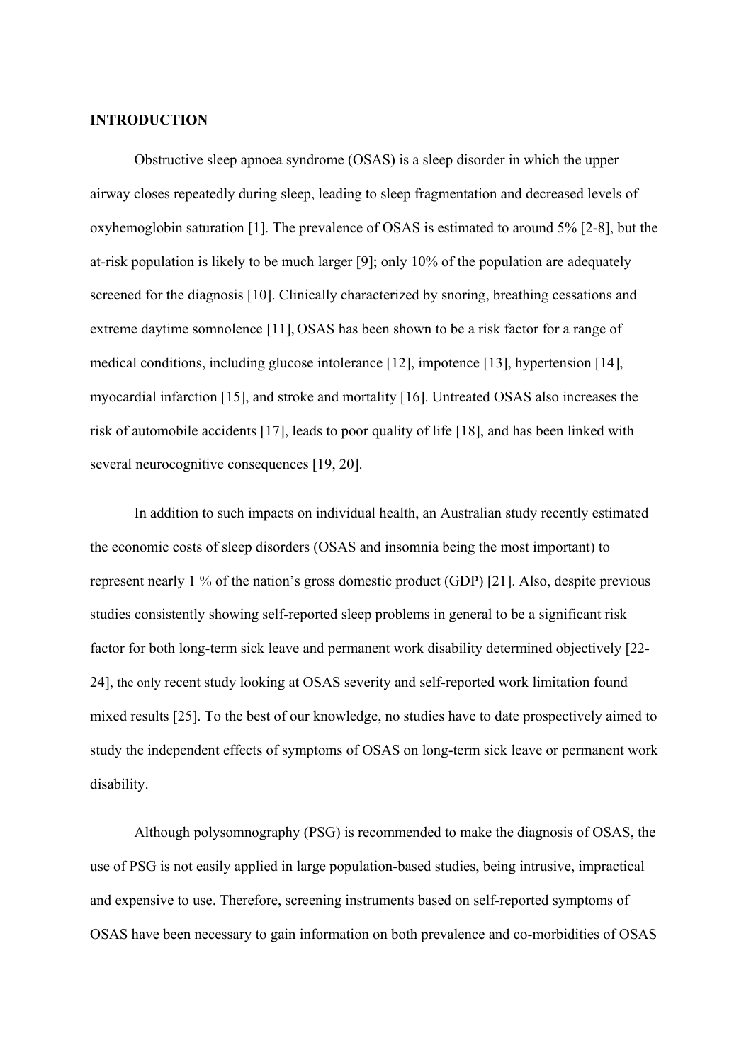## INTRODUCTION

Obstructive sleep apnoea syndrome (OSAS) is a sleep disorder in which the upper airway closes repeatedly during sleep, leading to sleep fragmentation and decreased levels of oxyhemoglobin saturation [1]. The prevalence of OSAS is estimated to around 5% [2-8], but the at-risk population is likely to be much larger [9]; only 10% of the population are adequately screened for the diagnosis [10]. Clinically characterized by snoring, breathing cessations and extreme daytime somnolence [11], OSAS has been shown to be a risk factor for a range of medical conditions, including glucose intolerance [12], impotence [13], hypertension [14], myocardial infarction [15], and stroke and mortality [16]. Untreated OSAS also increases the risk of automobile accidents [17], leads to poor quality of life [18], and has been linked with several neurocognitive consequences [19, 20].

In addition to such impacts on individual health, an Australian study recently estimated the economic costs of sleep disorders (OSAS and insomnia being the most important) to represent nearly 1 % of the nation's gross domestic product (GDP) [21]. Also, despite previous studies consistently showing self-reported sleep problems in general to be a significant risk factor for both long-term sick leave and permanent work disability determined objectively [22-24], the only recent study looking at OSAS severity and self-reported work limitation found mixed results [25]. To the best of our knowledge, no studies have to date prospectively aimed to study the independent effects of symptoms of OSAS on long-term sick leave or permanent work disability.

Although polysomnography (PSG) is recommended to make the diagnosis of OSAS, the use of PSG is not easily applied in large population-based studies, being intrusive, impractical and expensive to use. Therefore, screening instruments based on self-reported symptoms of OSAS have been necessary to gain information on both prevalence and co-morbidities of OSAS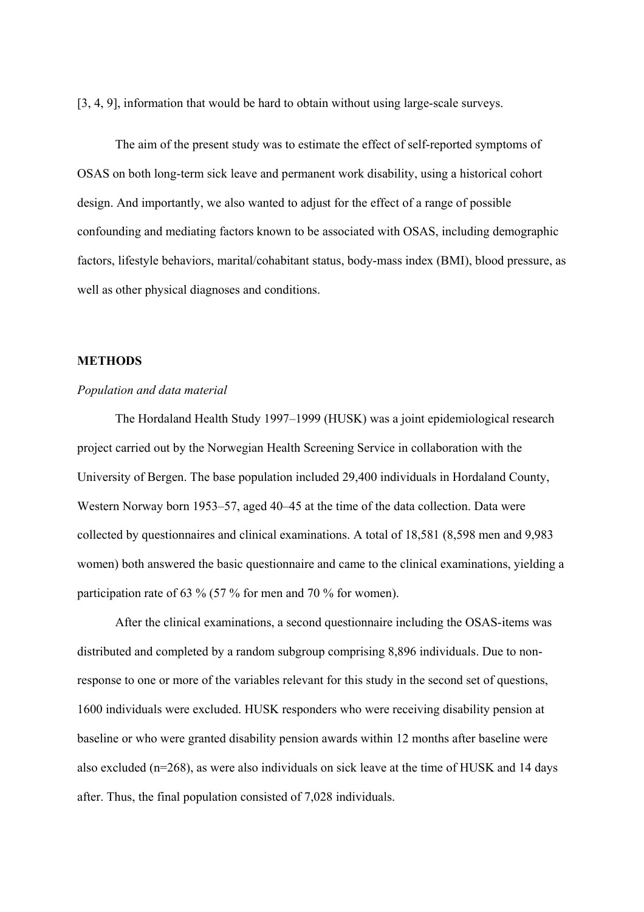[3, 4, 9], information that would be hard to obtain without using large-scale surveys.

The aim of the present study was to estimate the effect of self-reported symptoms of OSAS on both long-term sick leave and permanent work disability, using a historical cohort design. And importantly, we also wanted to adjust for the effect of a range of possible confounding and mediating factors known to be associated with OSAS, including demographic factors, lifestyle behaviors, marital/cohabitant status, body-mass index (BMI), blood pressure, as well as other physical diagnoses and conditions.

## METHODS

### *Population and data material*

The Hordaland Health Study 1997–1999 (HUSK) was a joint epidemiological research project carried out by the Norwegian Health Screening Service in collaboration with the University of Bergen. The base population included 29,400 individuals in Hordaland County, Western Norway born 1953–57, aged 40–45 at the time of the data collection. Data were collected by questionnaires and clinical examinations. A total of 18,581 (8,598 men and 9,983 women) both answered the basic questionnaire and came to the clinical examinations, yielding a participation rate of 63 % (57 % for men and 70 % for women).

After the clinical examinations, a second questionnaire including the OSAS-items was distributed and completed by a random subgroup comprising 8,896 individuals. Due to non-response to one or more of the variables relevant for this study in the second set of questions, 1600 individuals were excluded. HUSK responders who were receiving disability pension at baseline or who were granted disability pension awards within 12 months after baseline were also excluded (n=268), as were also individuals on sick leave at the time of HUSK and 14 days after. Thus, the final population consisted of 7,028 individuals.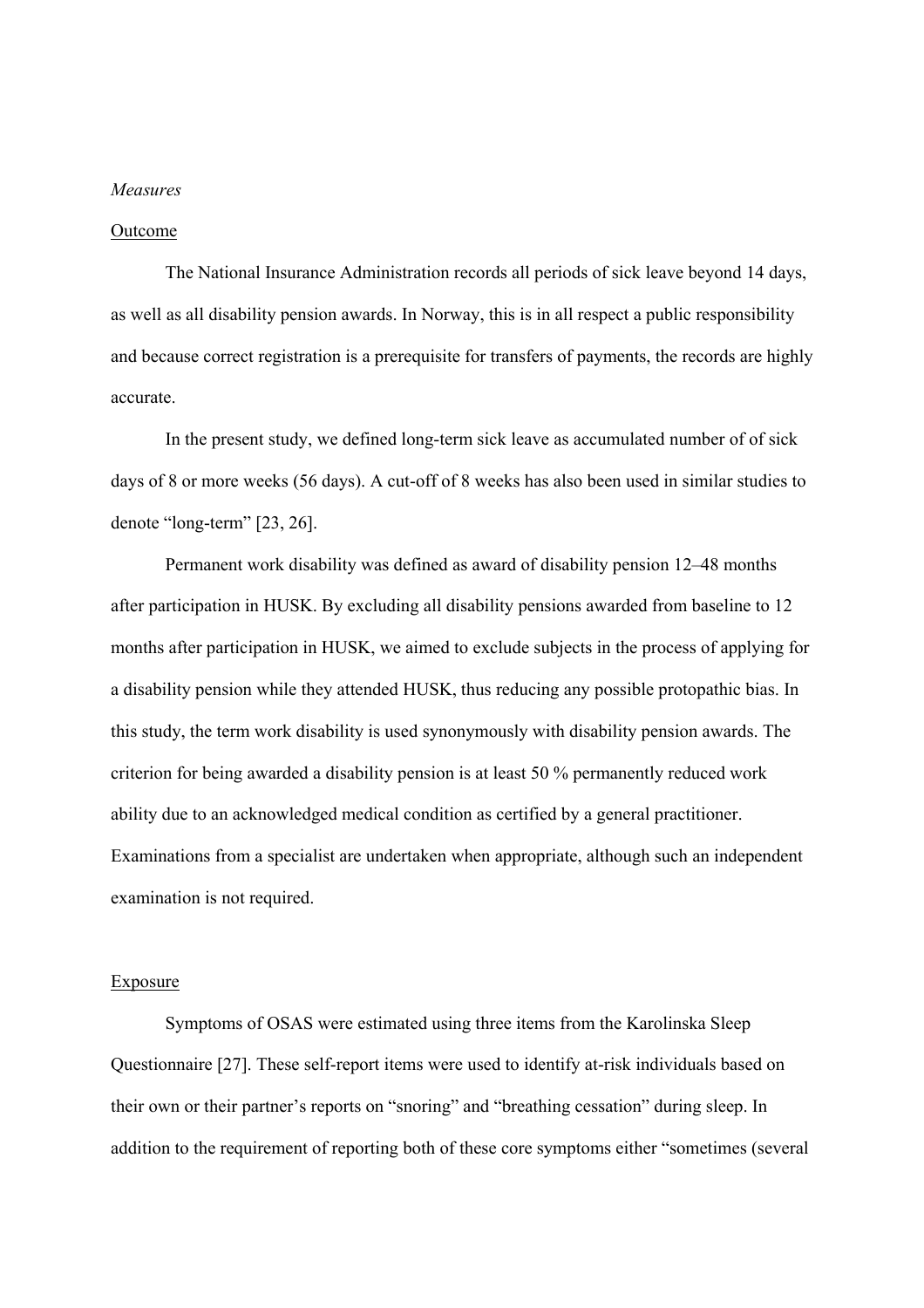*Measures*

Outcome

The National Insurance Administration records all periods of sick leave beyond 14 days, as well as all disability pension awards. In Norway, this is in all respect a public responsibility and because correct registration is a prerequisite for transfers of payments, the records are highly accurate.

In the present study, we defined long-term sick leave as accumulated number of of sick days of 8 or more weeks (56 days). A cut-off of 8 weeks has also been used in similar studies to denote "long-term" [23, 26].

Permanent work disability was defined as award of disability pension 12–48 months after participation in HUSK. By excluding all disability pensions awarded from baseline to 12 months after participation in HUSK, we aimed to exclude subjects in the process of applying for a disability pension while they attended HUSK, thus reducing any possible protopathic bias. In this study, the term work disability is used synonymously with disability pension awards. The criterion for being awarded a disability pension is at least 50 % permanently reduced work ability due to an acknowledged medical condition as certified by a general practitioner. Examinations from a specialist are undertaken when appropriate, although such an independent examination is not required.

Exposure

Symptoms of OSAS were estimated using three items from the Karolinska Sleep Questionnaire [27]. These self-report items were used to identify at-risk individuals based on their own or their partner's reports on "snoring" and "breathing cessation" during sleep. In addition to the requirement of reporting both of these core symptoms either "sometimes (several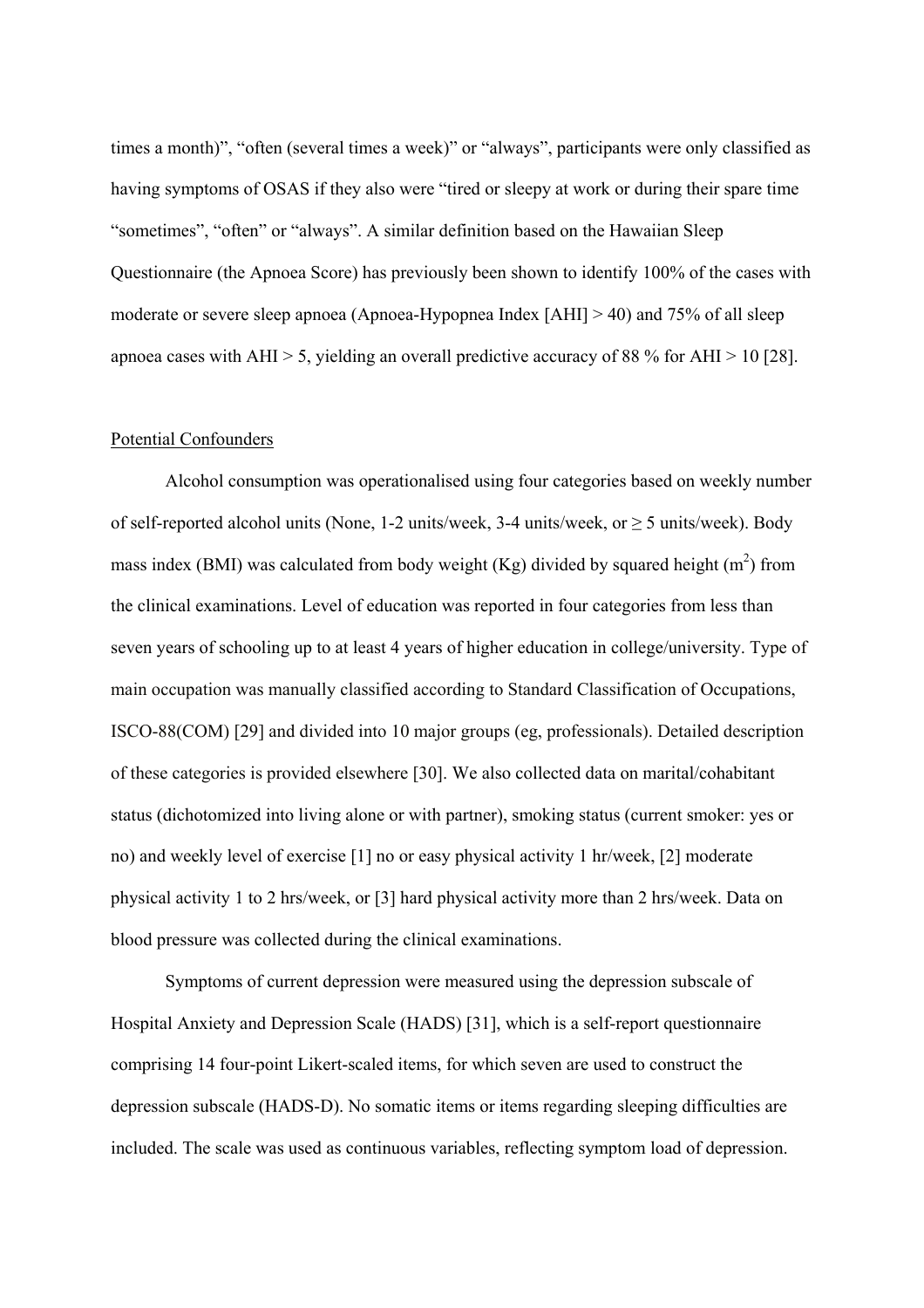times a month)", "often (several times a week)" or "always", participants were only classified as having symptoms of OSAS if they also were "tired or sleepy at work or during their spare time "sometimes", "often" or "always". A similar definition based on the Hawaiian Sleep Questionnaire (the Apnoea Score) has previously been shown to identify 100% of the cases with moderate or severe sleep apnoea (Apnoea-Hypopnea Index [AHI] > 40) and 75% of all sleep apnoea cases with AHI > 5, yielding an overall predictive accuracy of 88 % for AHI > 10 [28].

Potential Confounders

Alcohol consumption was operationalised using four categories based on weekly number of self-reported alcohol units (None, 1-2 units/week, 3-4 units/week, or ≥ 5 units/week). Body mass index (BMI) was calculated from body weight (Kg) divided by squared height ($m^2$) from the clinical examinations. Level of education was reported in four categories from less than seven years of schooling up to at least 4 years of higher education in college/university. Type of main occupation was manually classified according to Standard Classification of Occupations, ISCO-88(COM) [29] and divided into 10 major groups (eg, professionals). Detailed description of these categories is provided elsewhere [30]. We also collected data on marital/cohabitant status (dichotomized into living alone or with partner), smoking status (current smoker: yes or no) and weekly level of exercise [1] no or easy physical activity 1 hr/week, [2] moderate physical activity 1 to 2 hrs/week, or [3] hard physical activity more than 2 hrs/week. Data on blood pressure was collected during the clinical examinations.

Symptoms of current depression were measured using the depression subscale of Hospital Anxiety and Depression Scale (HADS) [31], which is a self-report questionnaire comprising 14 four-point Likert-scaled items, for which seven are used to construct the depression subscale (HADS-D). No somatic items or items regarding sleeping difficulties are included. The scale was used as continuous variables, reflecting symptom load of depression.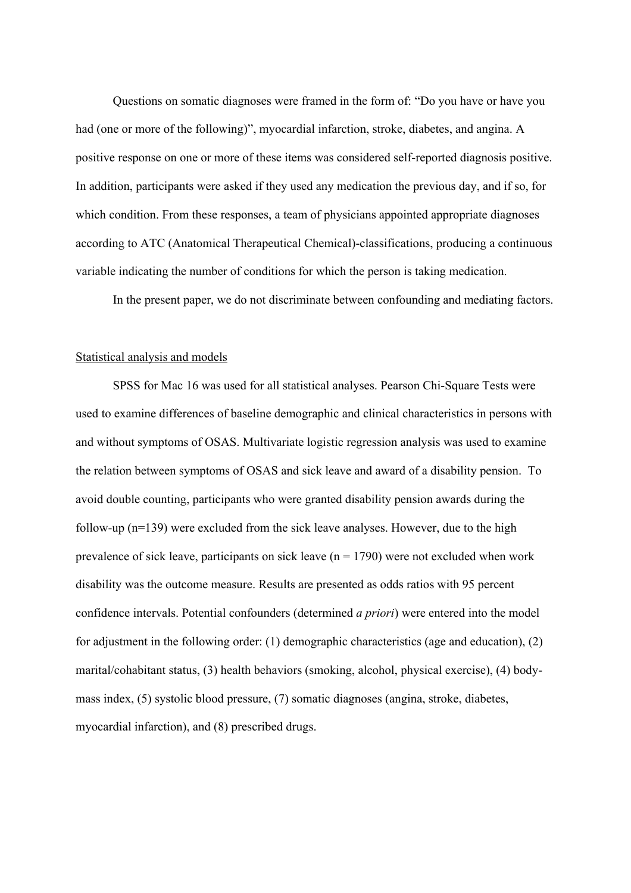Questions on somatic diagnoses were framed in the form of: "Do you have or have you had (one or more of the following)", myocardial infarction, stroke, diabetes, and angina. A positive response on one or more of these items was considered self-reported diagnosis positive. In addition, participants were asked if they used any medication the previous day, and if so, for which condition. From these responses, a team of physicians appointed appropriate diagnoses according to ATC (Anatomical Therapeutical Chemical)-classifications, producing a continuous variable indicating the number of conditions for which the person is taking medication.

In the present paper, we do not discriminate between confounding and mediating factors.

## Statistical analysis and models

SPSS for Mac 16 was used for all statistical analyses. Pearson Chi-Square Tests were used to examine differences of baseline demographic and clinical characteristics in persons with and without symptoms of OSAS. Multivariate logistic regression analysis was used to examine the relation between symptoms of OSAS and sick leave and award of a disability pension. To avoid double counting, participants who were granted disability pension awards during the follow-up (n=139) were excluded from the sick leave analyses. However, due to the high prevalence of sick leave, participants on sick leave (n = 1790) were not excluded when work disability was the outcome measure. Results are presented as odds ratios with 95 percent confidence intervals. Potential confounders (determined *a priori*) were entered into the model for adjustment in the following order: (1) demographic characteristics (age and education), (2) marital/cohabitant status, (3) health behaviors (smoking, alcohol, physical exercise), (4) body-mass index, (5) systolic blood pressure, (7) somatic diagnoses (angina, stroke, diabetes, myocardial infarction), and (8) prescribed drugs.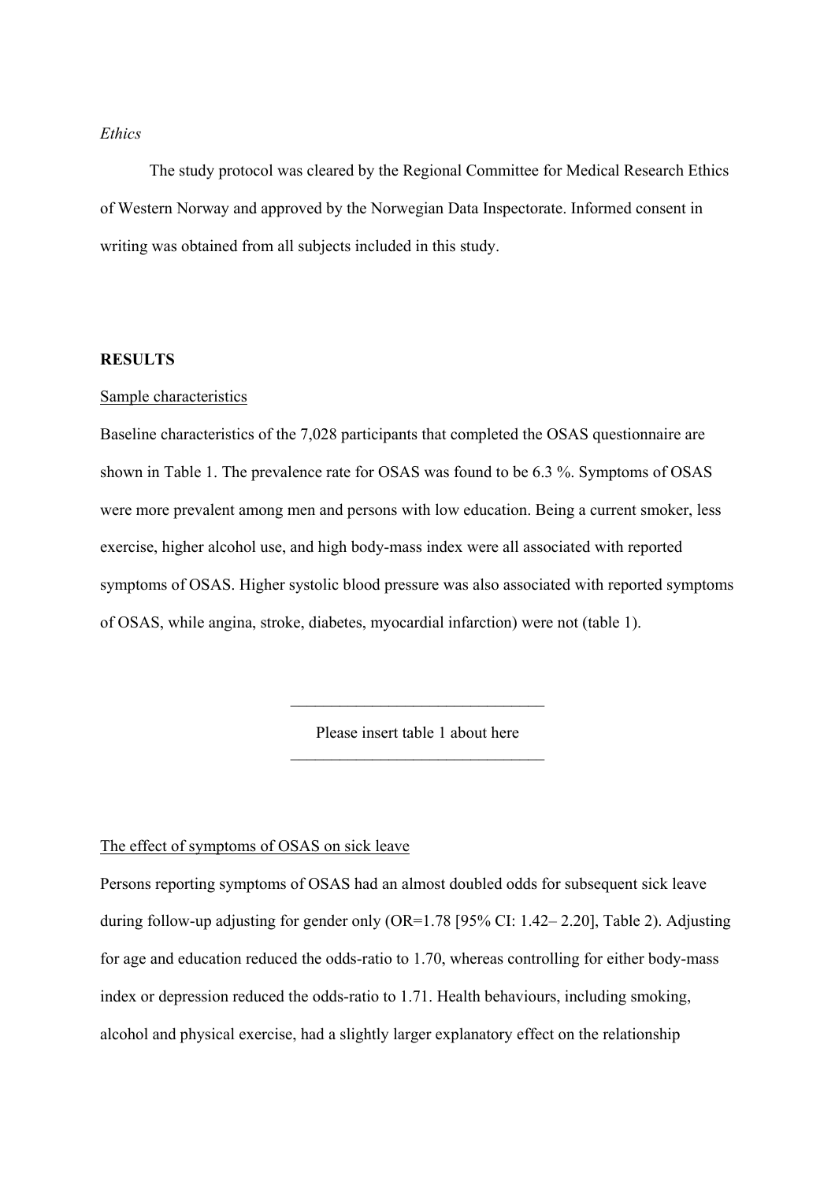*Ethics*

The study protocol was cleared by the Regional Committee for Medical Research Ethics of Western Norway and approved by the Norwegian Data Inspectorate. Informed consent in writing was obtained from all subjects included in this study.

**RESULTS**

Sample characteristics

Baseline characteristics of the 7,028 participants that completed the OSAS questionnaire are shown in Table 1. The prevalence rate for OSAS was found to be 6.3 %. Symptoms of OSAS were more prevalent among men and persons with low education. Being a current smoker, less exercise, higher alcohol use, and high body-mass index were all associated with reported symptoms of OSAS. Higher systolic blood pressure was also associated with reported symptoms of OSAS, while angina, stroke, diabetes, myocardial infarction) were not (table 1).

---

Please insert table 1 about here

---

The effect of symptoms of OSAS on sick leave

Persons reporting symptoms of OSAS had an almost doubled odds for subsequent sick leave during follow-up adjusting for gender only (OR=1.78 [95% CI: 1.42– 2.20], Table 2). Adjusting for age and education reduced the odds-ratio to 1.70, whereas controlling for either body-mass index or depression reduced the odds-ratio to 1.71. Health behaviours, including smoking, alcohol and physical exercise, had a slightly larger explanatory effect on the relationship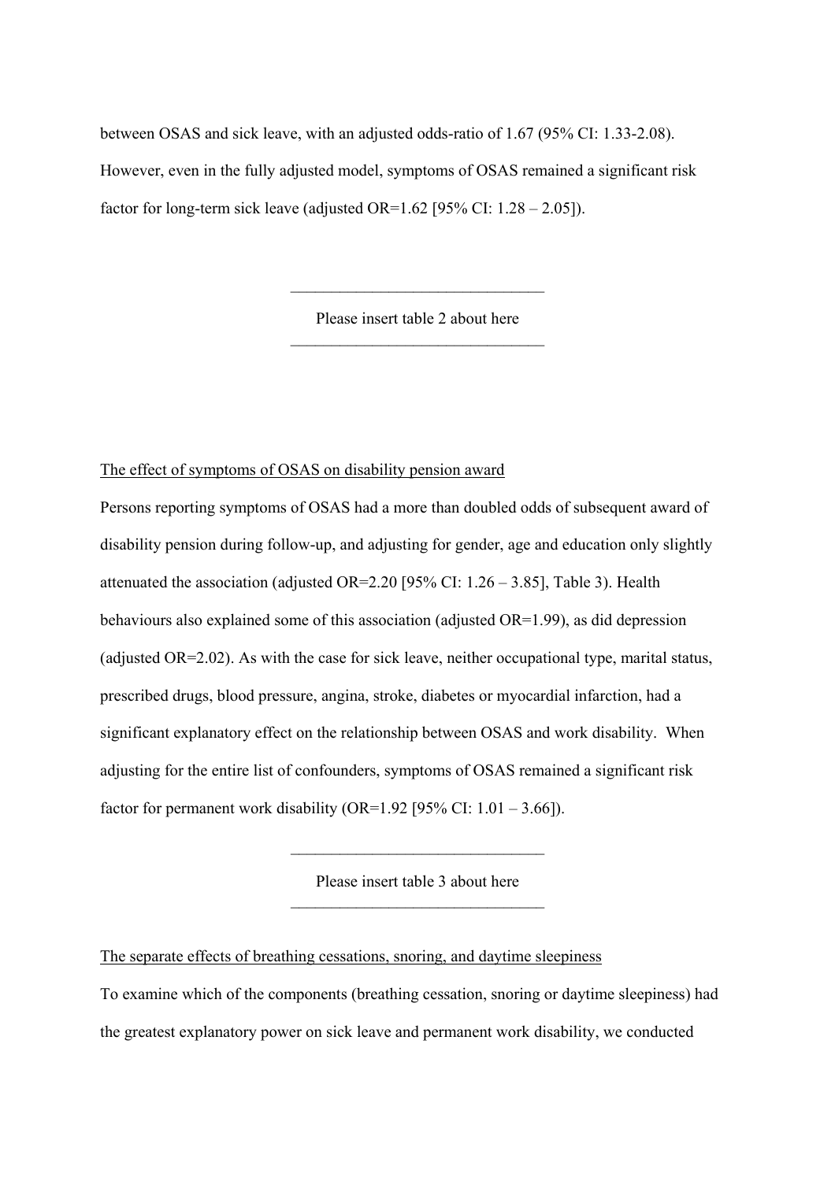between OSAS and sick leave, with an adjusted odds-ratio of 1.67 (95% CI: 1.33-2.08). However, even in the fully adjusted model, symptoms of OSAS remained a significant risk factor for long-term sick leave (adjusted OR=1.62 [95% CI: 1.28 – 2.05]).

---

Please insert table 2 about here

---

The effect of symptoms of OSAS on disability pension award

Persons reporting symptoms of OSAS had a more than doubled odds of subsequent award of disability pension during follow-up, and adjusting for gender, age and education only slightly attenuated the association (adjusted OR=2.20 [95% CI: 1.26 – 3.85], Table 3). Health behaviours also explained some of this association (adjusted OR=1.99), as did depression (adjusted OR=2.02). As with the case for sick leave, neither occupational type, marital status, prescribed drugs, blood pressure, angina, stroke, diabetes or myocardial infarction, had a significant explanatory effect on the relationship between OSAS and work disability. When adjusting for the entire list of confounders, symptoms of OSAS remained a significant risk factor for permanent work disability (OR=1.92 [95% CI: 1.01 – 3.66]).

---

Please insert table 3 about here

---

The separate effects of breathing cessations, snoring, and daytime sleepiness

To examine which of the components (breathing cessation, snoring or daytime sleepiness) had the greatest explanatory power on sick leave and permanent work disability, we conducted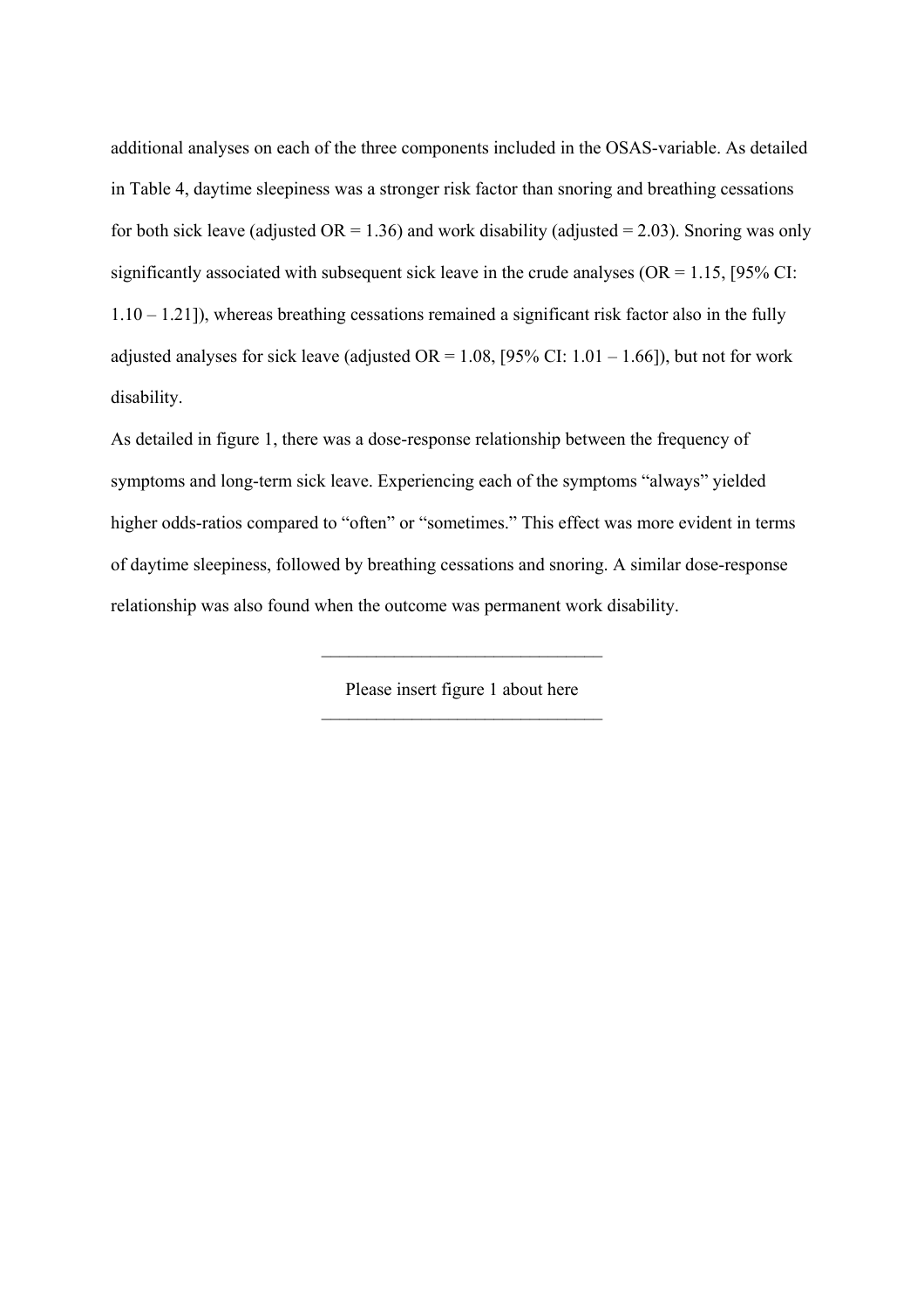additional analyses on each of the three components included in the OSAS-variable. As detailed in Table 4, daytime sleepiness was a stronger risk factor than snoring and breathing cessations for both sick leave (adjusted OR = 1.36) and work disability (adjusted = 2.03). Snoring was only significantly associated with subsequent sick leave in the crude analyses (OR = 1.15, [95% CI: 1.10 – 1.21]), whereas breathing cessations remained a significant risk factor also in the fully adjusted analyses for sick leave (adjusted OR = 1.08, [95% CI: 1.01 – 1.66]), but not for work disability.

As detailed in figure 1, there was a dose-response relationship between the frequency of symptoms and long-term sick leave. Experiencing each of the symptoms "always" yielded higher odds-ratios compared to "often" or "sometimes." This effect was more evident in terms of daytime sleepiness, followed by breathing cessations and snoring. A similar dose-response relationship was also found when the outcome was permanent work disability.

---

Please insert figure 1 about here

---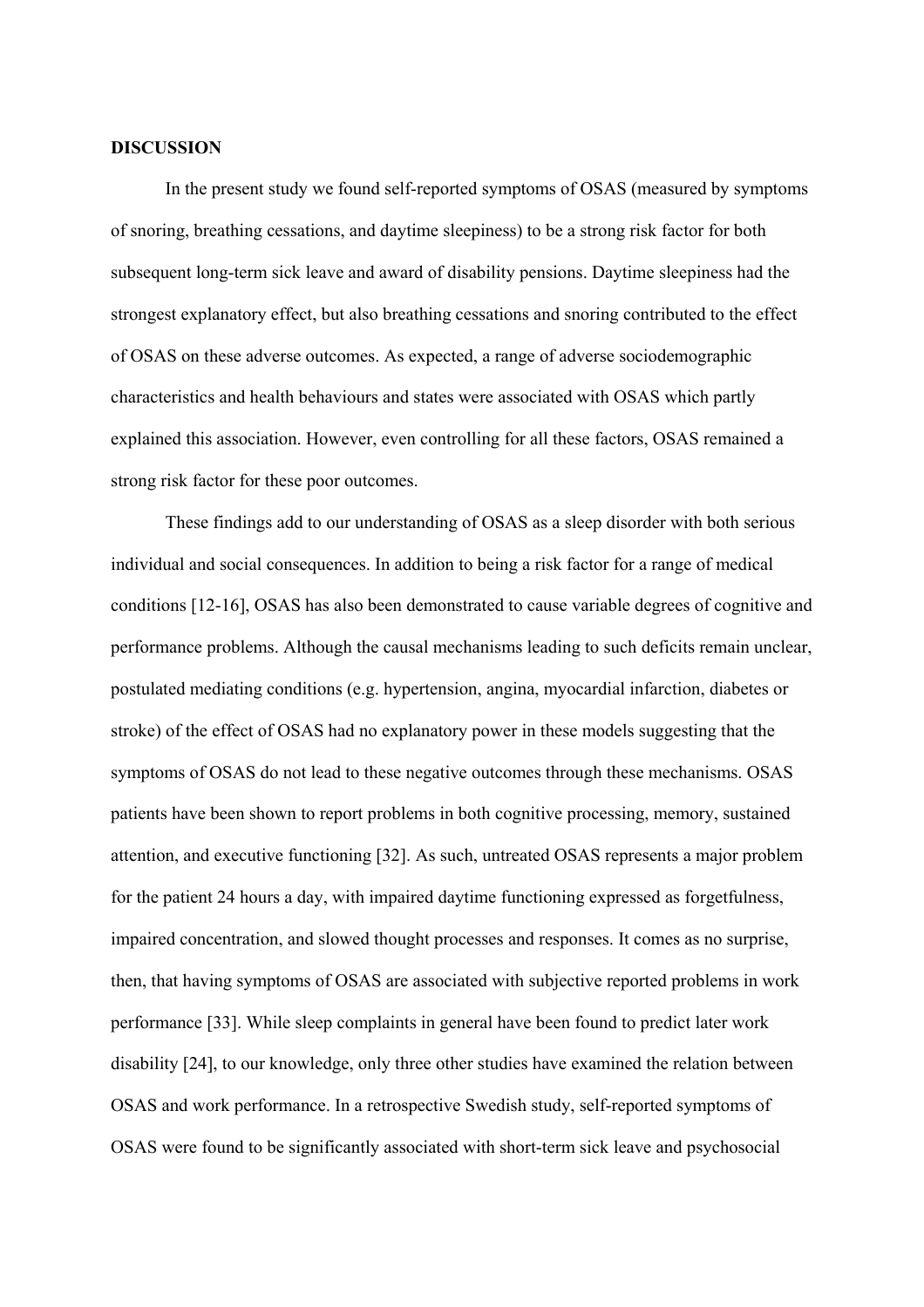## DISCUSSION

In the present study we found self-reported symptoms of OSAS (measured by symptoms of snoring, breathing cessations, and daytime sleepiness) to be a strong risk factor for both subsequent long-term sick leave and award of disability pensions. Daytime sleepiness had the strongest explanatory effect, but also breathing cessations and snoring contributed to the effect of OSAS on these adverse outcomes. As expected, a range of adverse sociodemographic characteristics and health behaviours and states were associated with OSAS which partly explained this association. However, even controlling for all these factors, OSAS remained a strong risk factor for these poor outcomes.

These findings add to our understanding of OSAS as a sleep disorder with both serious individual and social consequences. In addition to being a risk factor for a range of medical conditions [12-16], OSAS has also been demonstrated to cause variable degrees of cognitive and performance problems. Although the causal mechanisms leading to such deficits remain unclear, postulated mediating conditions (e.g. hypertension, angina, myocardial infarction, diabetes or stroke) of the effect of OSAS had no explanatory power in these models suggesting that the symptoms of OSAS do not lead to these negative outcomes through these mechanisms. OSAS patients have been shown to report problems in both cognitive processing, memory, sustained attention, and executive functioning [32]. As such, untreated OSAS represents a major problem for the patient 24 hours a day, with impaired daytime functioning expressed as forgetfulness, impaired concentration, and slowed thought processes and responses. It comes as no surprise, then, that having symptoms of OSAS are associated with subjective reported problems in work performance [33]. While sleep complaints in general have been found to predict later work disability [24], to our knowledge, only three other studies have examined the relation between OSAS and work performance. In a retrospective Swedish study, self-reported symptoms of OSAS were found to be significantly associated with short-term sick leave and psychosocial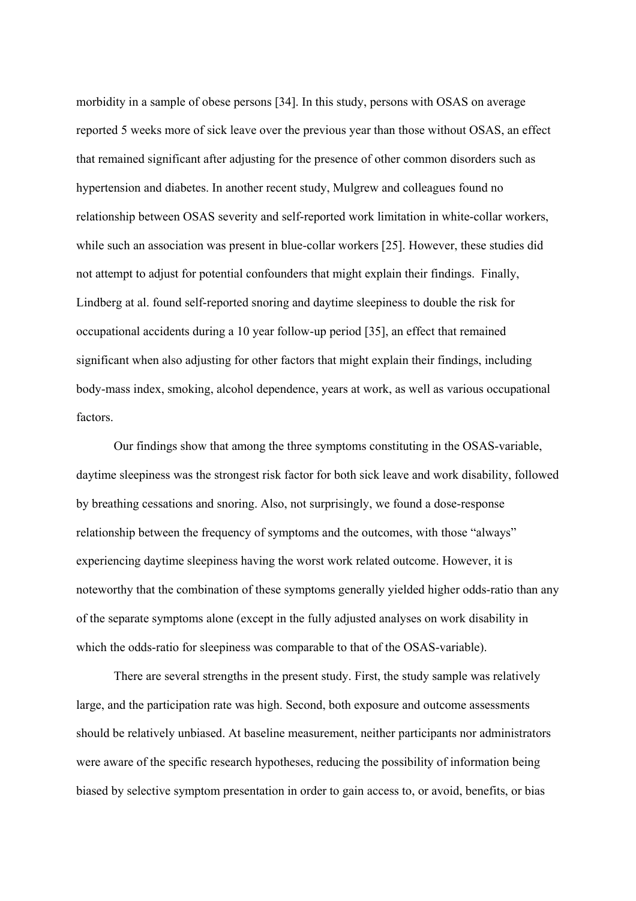morbidity in a sample of obese persons [34]. In this study, persons with OSAS on average reported 5 weeks more of sick leave over the previous year than those without OSAS, an effect that remained significant after adjusting for the presence of other common disorders such as hypertension and diabetes. In another recent study, Mulgrew and colleagues found no relationship between OSAS severity and self-reported work limitation in white-collar workers, while such an association was present in blue-collar workers [25]. However, these studies did not attempt to adjust for potential confounders that might explain their findings. Finally, Lindberg at al. found self-reported snoring and daytime sleepiness to double the risk for occupational accidents during a 10 year follow-up period [35], an effect that remained significant when also adjusting for other factors that might explain their findings, including body-mass index, smoking, alcohol dependence, years at work, as well as various occupational factors.

Our findings show that among the three symptoms constituting in the OSAS-variable, daytime sleepiness was the strongest risk factor for both sick leave and work disability, followed by breathing cessations and snoring. Also, not surprisingly, we found a dose-response relationship between the frequency of symptoms and the outcomes, with those "always" experiencing daytime sleepiness having the worst work related outcome. However, it is noteworthy that the combination of these symptoms generally yielded higher odds-ratio than any of the separate symptoms alone (except in the fully adjusted analyses on work disability in which the odds-ratio for sleepiness was comparable to that of the OSAS-variable).

There are several strengths in the present study. First, the study sample was relatively large, and the participation rate was high. Second, both exposure and outcome assessments should be relatively unbiased. At baseline measurement, neither participants nor administrators were aware of the specific research hypotheses, reducing the possibility of information being biased by selective symptom presentation in order to gain access to, or avoid, benefits, or bias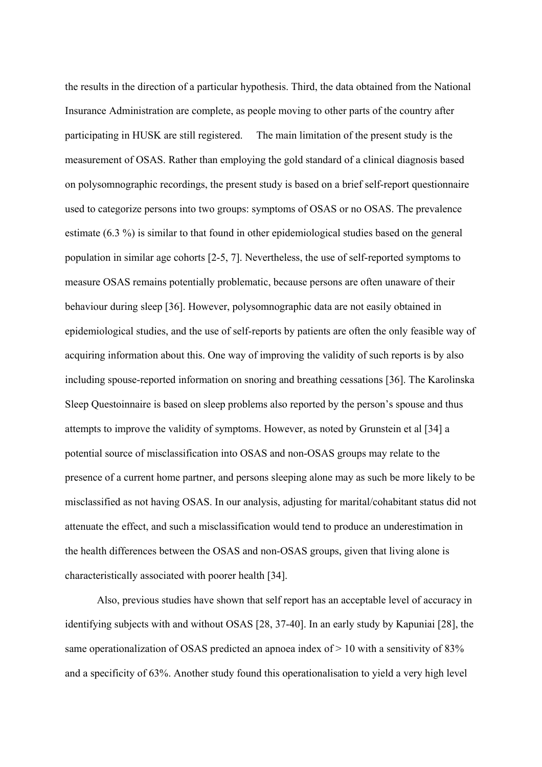the results in the direction of a particular hypothesis. Third, the data obtained from the National Insurance Administration are complete, as people moving to other parts of the country after participating in HUSK are still registered. The main limitation of the present study is the measurement of OSAS. Rather than employing the gold standard of a clinical diagnosis based on polysomnographic recordings, the present study is based on a brief self-report questionnaire used to categorize persons into two groups: symptoms of OSAS or no OSAS. The prevalence estimate (6.3 %) is similar to that found in other epidemiological studies based on the general population in similar age cohorts [2-5, 7]. Nevertheless, the use of self-reported symptoms to measure OSAS remains potentially problematic, because persons are often unaware of their behaviour during sleep [36]. However, polysomnographic data are not easily obtained in epidemiological studies, and the use of self-reports by patients are often the only feasible way of acquiring information about this. One way of improving the validity of such reports is by also including spouse-reported information on snoring and breathing cessations [36]. The Karolinska Sleep Questoinnaire is based on sleep problems also reported by the person's spouse and thus attempts to improve the validity of symptoms. However, as noted by Grunstein et al [34] a potential source of misclassification into OSAS and non-OSAS groups may relate to the presence of a current home partner, and persons sleeping alone may as such be more likely to be misclassified as not having OSAS. In our analysis, adjusting for marital/cohabitant status did not attenuate the effect, and such a misclassification would tend to produce an underestimation in the health differences between the OSAS and non-OSAS groups, given that living alone is characteristically associated with poorer health [34].

Also, previous studies have shown that self report has an acceptable level of accuracy in identifying subjects with and without OSAS [28, 37-40]. In an early study by Kapuniai [28], the same operationalization of OSAS predicted an apnoea index of > 10 with a sensitivity of 83% and a specificity of 63%. Another study found this operationalisation to yield a very high level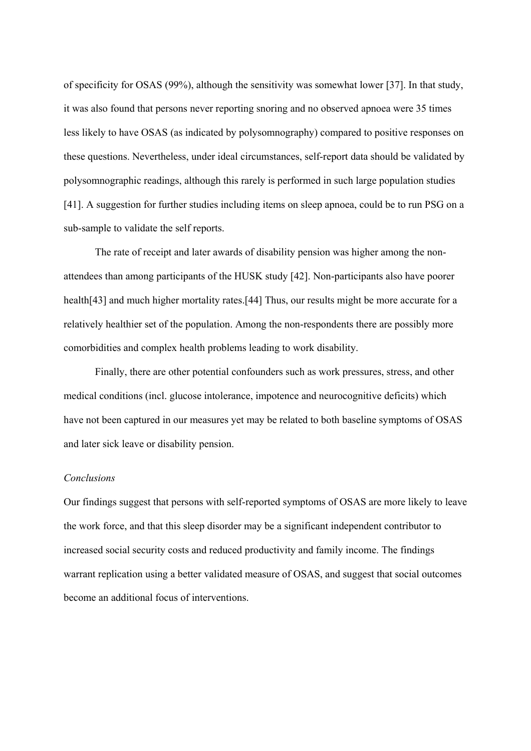of specificity for OSAS (99%), although the sensitivity was somewhat lower [37]. In that study, it was also found that persons never reporting snoring and no observed apnoea were 35 times less likely to have OSAS (as indicated by polysomnography) compared to positive responses on these questions. Nevertheless, under ideal circumstances, self-report data should be validated by polysomnographic readings, although this rarely is performed in such large population studies [41]. A suggestion for further studies including items on sleep apnoea, could be to run PSG on a sub-sample to validate the self reports.

The rate of receipt and later awards of disability pension was higher among the non-attendees than among participants of the HUSK study [42]. Non-participants also have poorer health[43] and much higher mortality rates.[44] Thus, our results might be more accurate for a relatively healthier set of the population. Among the non-respondents there are possibly more comorbidities and complex health problems leading to work disability.

Finally, there are other potential confounders such as work pressures, stress, and other medical conditions (incl. glucose intolerance, impotence and neurocognitive deficits) which have not been captured in our measures yet may be related to both baseline symptoms of OSAS and later sick leave or disability pension.

*Conclusions*

Our findings suggest that persons with self-reported symptoms of OSAS are more likely to leave the work force, and that this sleep disorder may be a significant independent contributor to increased social security costs and reduced productivity and family income. The findings warrant replication using a better validated measure of OSAS, and suggest that social outcomes become an additional focus of interventions.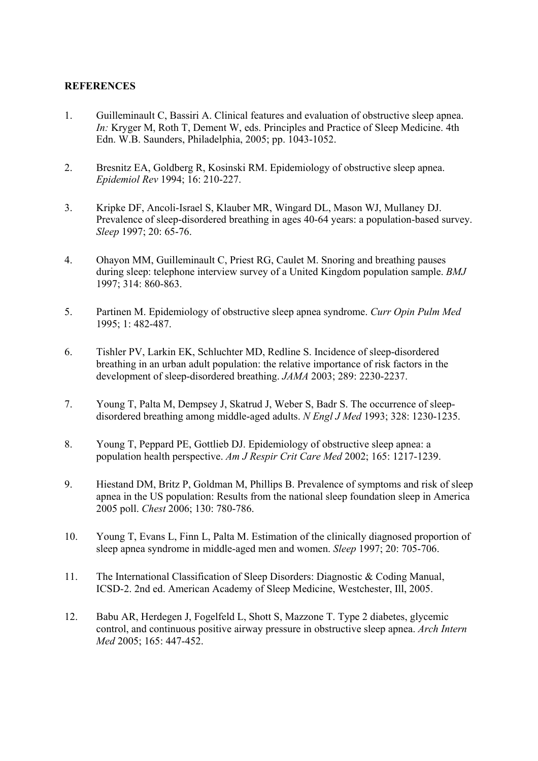**REFERENCES**

1. Guilleminault C, Bassiri A. Clinical features and evaluation of obstructive sleep apnea. *In:* Kryger M, Roth T, Dement W, eds. Principles and Practice of Sleep Medicine. 4th Edn. W.B. Saunders, Philadelphia, 2005; pp. 1043-1052.

2. Bresnitz EA, Goldberg R, Kosinski RM. Epidemiology of obstructive sleep apnea. *Epidemiol Rev* 1994; 16: 210-227.

3. Kripke DF, Ancoli-Israel S, Klauber MR, Wingard DL, Mason WJ, Mullaney DJ. Prevalence of sleep-disordered breathing in ages 40-64 years: a population-based survey. *Sleep* 1997; 20: 65-76.

4. Ohayon MM, Guilleminault C, Priest RG, Caulet M. Snoring and breathing pauses during sleep: telephone interview survey of a United Kingdom population sample. *BMJ* 1997; 314: 860-863.

5. Partinen M. Epidemiology of obstructive sleep apnea syndrome. *Curr Opin Pulm Med* 1995; 1: 482-487.

6. Tishler PV, Larkin EK, Schluchter MD, Redline S. Incidence of sleep-disordered breathing in an urban adult population: the relative importance of risk factors in the development of sleep-disordered breathing. *JAMA* 2003; 289: 2230-2237.

7. Young T, Palta M, Dempsey J, Skatrud J, Weber S, Badr S. The occurrence of sleep-disordered breathing among middle-aged adults. *N Engl J Med* 1993; 328: 1230-1235.

8. Young T, Peppard PE, Gottlieb DJ. Epidemiology of obstructive sleep apnea: a population health perspective. *Am J Respir Crit Care Med* 2002; 165: 1217-1239.

9. Hiestand DM, Britz P, Goldman M, Phillips B. Prevalence of symptoms and risk of sleep apnea in the US population: Results from the national sleep foundation sleep in America 2005 poll. *Chest* 2006; 130: 780-786.

10. Young T, Evans L, Finn L, Palta M. Estimation of the clinically diagnosed proportion of sleep apnea syndrome in middle-aged men and women. *Sleep* 1997; 20: 705-706.

11. The International Classification of Sleep Disorders: Diagnostic & Coding Manual, ICSD-2. 2nd ed. American Academy of Sleep Medicine, Westchester, Ill, 2005.

12. Babu AR, Herdegen J, Fogelfeld L, Shott S, Mazzone T. Type 2 diabetes, glycemic control, and continuous positive airway pressure in obstructive sleep apnea. *Arch Intern Med* 2005; 165: 447-452.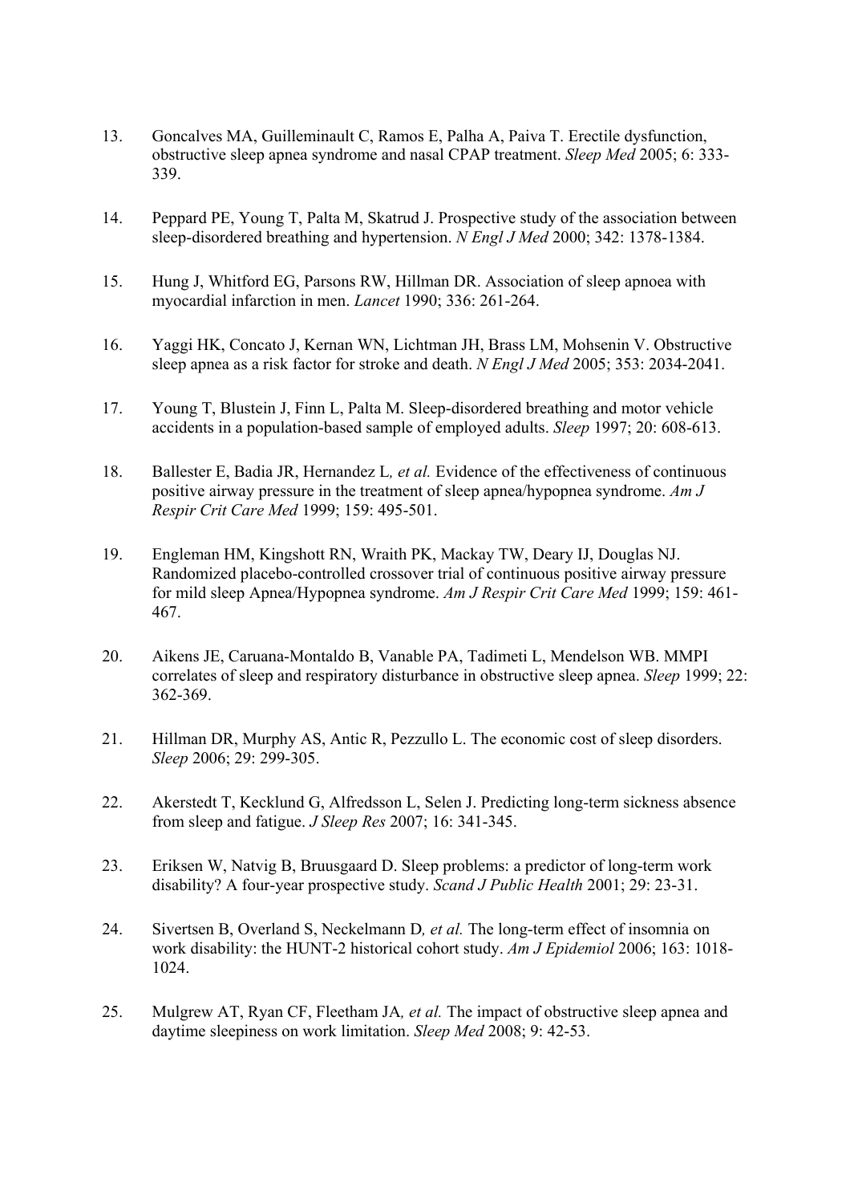13. Goncalves MA, Guilleminault C, Ramos E, Palha A, Paiva T. Erectile dysfunction, obstructive sleep apnea syndrome and nasal CPAP treatment. *Sleep Med* 2005; 6: 333-339.

14. Peppard PE, Young T, Palta M, Skatrud J. Prospective study of the association between sleep-disordered breathing and hypertension. *N Engl J Med* 2000; 342: 1378-1384.

15. Hung J, Whitford EG, Parsons RW, Hillman DR. Association of sleep apnoea with myocardial infarction in men. *Lancet* 1990; 336: 261-264.

16. Yaggi HK, Concato J, Kernan WN, Lichtman JH, Brass LM, Mohsenin V. Obstructive sleep apnea as a risk factor for stroke and death. *N Engl J Med* 2005; 353: 2034-2041.

17. Young T, Blustein J, Finn L, Palta M. Sleep-disordered breathing and motor vehicle accidents in a population-based sample of employed adults. *Sleep* 1997; 20: 608-613.

18. Ballester E, Badia JR, Hernandez L*, et al.* Evidence of the effectiveness of continuous positive airway pressure in the treatment of sleep apnea/hypopnea syndrome. *Am J Respir Crit Care Med* 1999; 159: 495-501.

19. Engleman HM, Kingshott RN, Wraith PK, Mackay TW, Deary IJ, Douglas NJ. Randomized placebo-controlled crossover trial of continuous positive airway pressure for mild sleep Apnea/Hypopnea syndrome. *Am J Respir Crit Care Med* 1999; 159: 461-467.

20. Aikens JE, Caruana-Montaldo B, Vanable PA, Tadimeti L, Mendelson WB. MMPI correlates of sleep and respiratory disturbance in obstructive sleep apnea. *Sleep* 1999; 22: 362-369.

21. Hillman DR, Murphy AS, Antic R, Pezzullo L. The economic cost of sleep disorders. *Sleep* 2006; 29: 299-305.

22. Akerstedt T, Kecklund G, Alfredsson L, Selen J. Predicting long-term sickness absence from sleep and fatigue. *J Sleep Res* 2007; 16: 341-345.

23. Eriksen W, Natvig B, Bruusgaard D. Sleep problems: a predictor of long-term work disability? A four-year prospective study. *Scand J Public Health* 2001; 29: 23-31.

24. Sivertsen B, Overland S, Neckelmann D*, et al.* The long-term effect of insomnia on work disability: the HUNT-2 historical cohort study. *Am J Epidemiol* 2006; 163: 1018-1024.

25. Mulgrew AT, Ryan CF, Fleetham JA*, et al.* The impact of obstructive sleep apnea and daytime sleepiness on work limitation. *Sleep Med* 2008; 9: 42-53.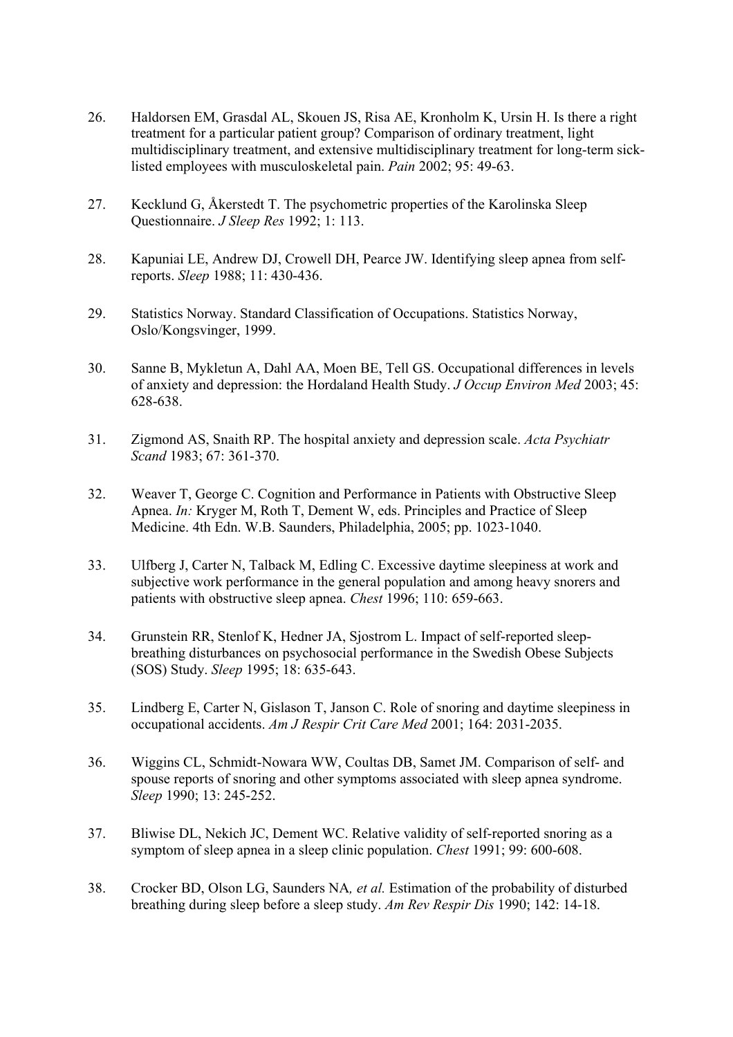26. Haldorsen EM, Grasdal AL, Skouen JS, Risa AE, Kronholm K, Ursin H. Is there a right treatment for a particular patient group? Comparison of ordinary treatment, light multidisciplinary treatment, and extensive multidisciplinary treatment for long-term sick-listed employees with musculoskeletal pain. *Pain* 2002; 95: 49-63.

27. Kecklund G, Åkerstedt T. The psychometric properties of the Karolinska Sleep Questionnaire. *J Sleep Res* 1992; 1: 113.

28. Kapuniai LE, Andrew DJ, Crowell DH, Pearce JW. Identifying sleep apnea from self-reports. *Sleep* 1988; 11: 430-436.

29. Statistics Norway. Standard Classification of Occupations. Statistics Norway, Oslo/Kongsvinger, 1999.

30. Sanne B, Mykletun A, Dahl AA, Moen BE, Tell GS. Occupational differences in levels of anxiety and depression: the Hordaland Health Study. *J Occup Environ Med* 2003; 45: 628-638.

31. Zigmond AS, Snaith RP. The hospital anxiety and depression scale. *Acta Psychiatr Scand* 1983; 67: 361-370.

32. Weaver T, George C. Cognition and Performance in Patients with Obstructive Sleep Apnea. *In:* Kryger M, Roth T, Dement W, eds. Principles and Practice of Sleep Medicine. 4th Edn. W.B. Saunders, Philadelphia, 2005; pp. 1023-1040.

33. Ulfberg J, Carter N, Talback M, Edling C. Excessive daytime sleepiness at work and subjective work performance in the general population and among heavy snorers and patients with obstructive sleep apnea. *Chest* 1996; 110: 659-663.

34. Grunstein RR, Stenlof K, Hedner JA, Sjostrom L. Impact of self-reported sleep-breathing disturbances on psychosocial performance in the Swedish Obese Subjects (SOS) Study. *Sleep* 1995; 18: 635-643.

35. Lindberg E, Carter N, Gislason T, Janson C. Role of snoring and daytime sleepiness in occupational accidents. *Am J Respir Crit Care Med* 2001; 164: 2031-2035.

36. Wiggins CL, Schmidt-Nowara WW, Coultas DB, Samet JM. Comparison of self- and spouse reports of snoring and other symptoms associated with sleep apnea syndrome. *Sleep* 1990; 13: 245-252.

37. Bliwise DL, Nekich JC, Dement WC. Relative validity of self-reported snoring as a symptom of sleep apnea in a sleep clinic population. *Chest* 1991; 99: 600-608.

38. Crocker BD, Olson LG, Saunders NA*, et al.* Estimation of the probability of disturbed breathing during sleep before a sleep study. *Am Rev Respir Dis* 1990; 142: 14-18.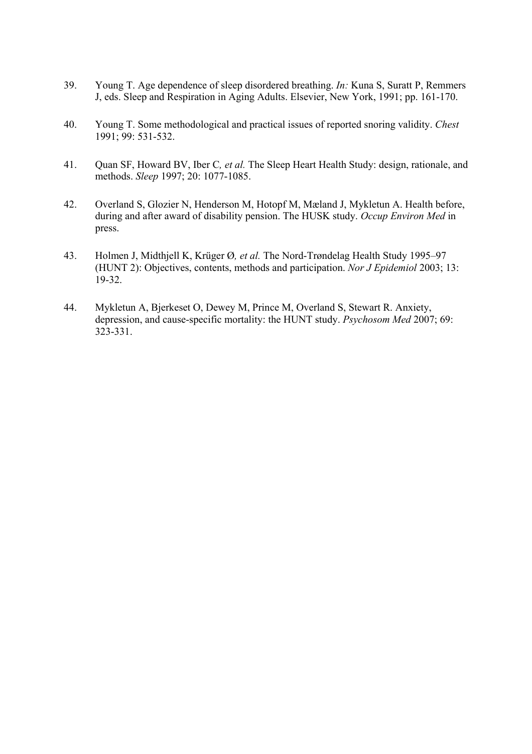39. Young T. Age dependence of sleep disordered breathing. *In:* Kuna S, Suratt P, Remmers J, eds. Sleep and Respiration in Aging Adults. Elsevier, New York, 1991; pp. 161-170.

40. Young T. Some methodological and practical issues of reported snoring validity. *Chest* 1991; 99: 531-532.

41. Quan SF, Howard BV, Iber C*, et al.* The Sleep Heart Health Study: design, rationale, and methods. *Sleep* 1997; 20: 1077-1085.

42. Overland S, Glozier N, Henderson M, Hotopf M, Mæland J, Mykletun A. Health before, during and after award of disability pension. The HUSK study. *Occup Environ Med* in press.

43. Holmen J, Midthjell K, Krüger Ø*, et al.* The Nord-Trøndelag Health Study 1995–97 (HUNT 2): Objectives, contents, methods and participation. *Nor J Epidemiol* 2003; 13: 19-32.

44. Mykletun A, Bjerkeset O, Dewey M, Prince M, Overland S, Stewart R. Anxiety, depression, and cause-specific mortality: the HUNT study. *Psychosom Med* 2007; 69: 323-331.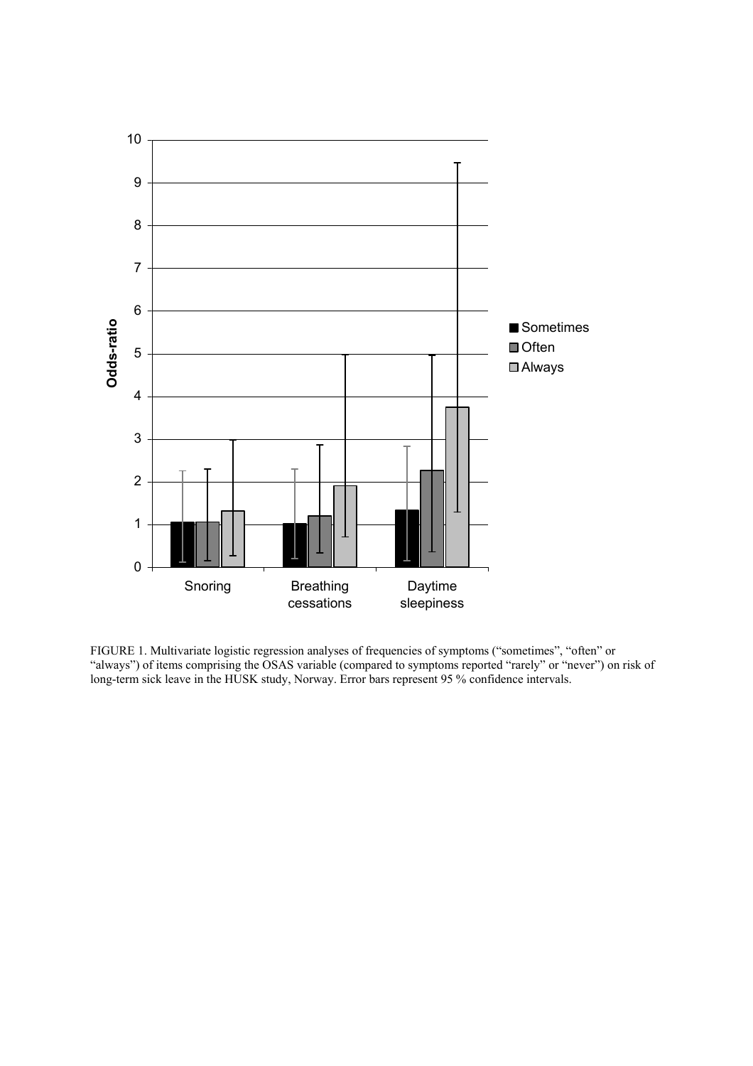FIGURE 1. Multivariate logistic regression analyses of frequencies of symptoms ("sometimes", "often" or "always") of items comprising the OSAS variable (compared to symptoms reported "rarely" or "never") on risk of long-term sick leave in the HUSK study, Norway. Error bars represent 95 % confidence intervals.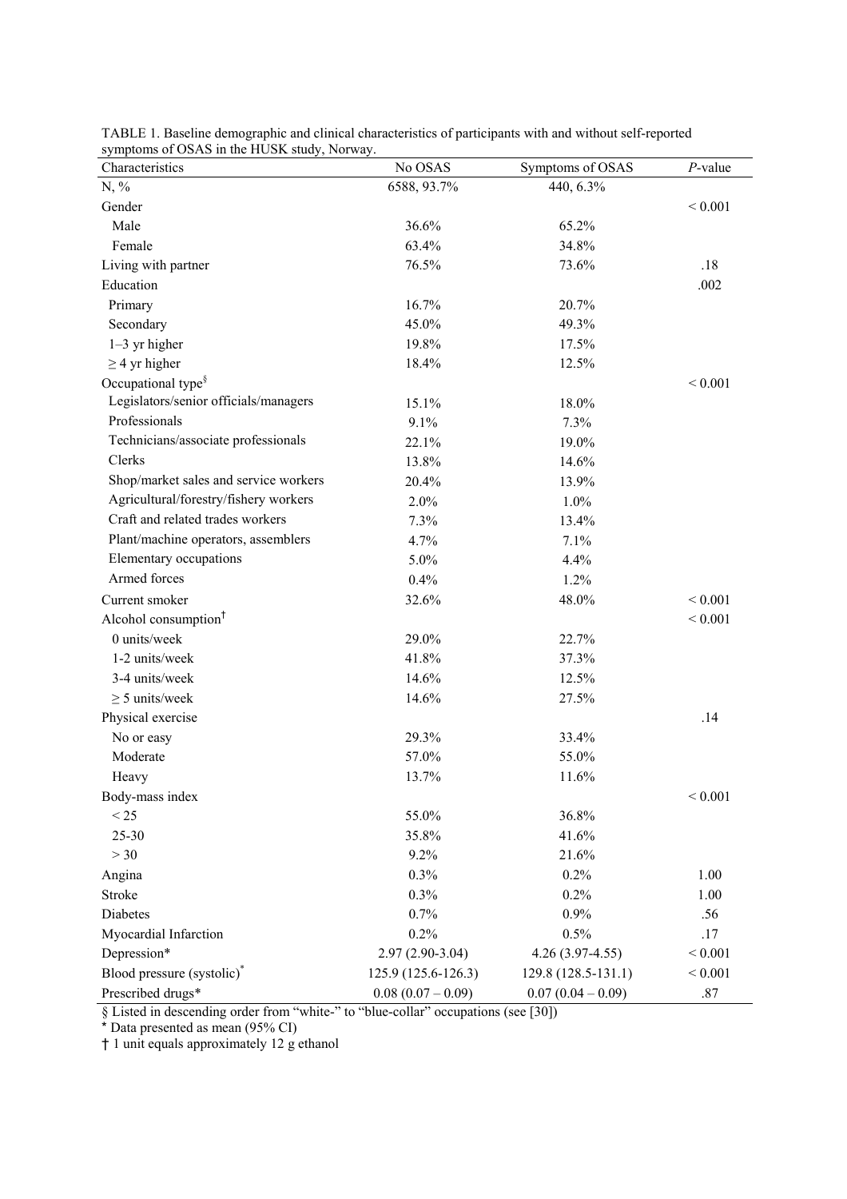TABLE 1. Baseline demographic and clinical characteristics of participants with and without self-reported symptoms of OSAS in the HUSK study, Norway.

| Characteristics | No OSAS | Symptoms of OSAS | *P*-value |
|---|---|---|---|
| N, % | 6588, 93.7% | 440, 6.3% | |
| Gender | | | < 0.001 |
| Male | 36.6% | 65.2% | |
| Female | 63.4% | 34.8% | |
| Living with partner | 76.5% | 73.6% | .18 |
| Education | | | .002 |
| Primary | 16.7% | 20.7% | |
| Secondary | 45.0% | 49.3% | |
| 1–3 yr higher | 19.8% | 17.5% | |
| ≥ 4 yr higher | 18.4% | 12.5% | |
| Occupational type[§] | | | < 0.001 |
| Legislators/senior officials/managers | 15.1% | 18.0% | |
| Professionals | 9.1% | 7.3% | |
| Technicians/associate professionals | 22.1% | 19.0% | |
| Clerks | 13.8% | 14.6% | |
| Shop/market sales and service workers | 20.4% | 13.9% | |
| Agricultural/forestry/fishery workers | 2.0% | 1.0% | |
| Craft and related trades workers | 7.3% | 13.4% | |
| Plant/machine operators, assemblers | 4.7% | 7.1% | |
| Elementary occupations | 5.0% | 4.4% | |
| Armed forces | 0.4% | 1.2% | |
| Current smoker | 32.6% | 48.0% | < 0.001 |
| Alcohol consumption[†] | | | < 0.001 |
| 0 units/week | 29.0% | 22.7% | |
| 1-2 units/week | 41.8% | 37.3% | |
| 3-4 units/week | 14.6% | 12.5% | |
| ≥ 5 units/week | 14.6% | 27.5% | |
| Physical exercise | | | .14 |
| No or easy | 29.3% | 33.4% | |
| Moderate | 57.0% | 55.0% | |
| Heavy | 13.7% | 11.6% | |
| Body-mass index | | | < 0.001 |
| < 25 | 55.0% | 36.8% | |
| 25-30 | 35.8% | 41.6% | |
| > 30 | 9.2% | 21.6% | |
| Angina | 0.3% | 0.2% | 1.00 |
| Stroke | 0.3% | 0.2% | 1.00 |
| Diabetes | 0.7% | 0.9% | .56 |
| Myocardial Infarction | 0.2% | 0.5% | .17 |
| Depression* | 2.97 (2.90-3.04) | 4.26 (3.97-4.55) | < 0.001 |
| Blood pressure (systolic)* | 125.9 (125.6-126.3) | 129.8 (128.5-131.1) | < 0.001 |
| Prescribed drugs* | 0.08 (0.07 – 0.09) | 0.07 (0.04 – 0.09) | .87 |

§ Listed in descending order from "white-" to "blue-collar" occupations (see [30])

* Data presented as mean (95% CI)

† 1 unit equals approximately 12 g ethanol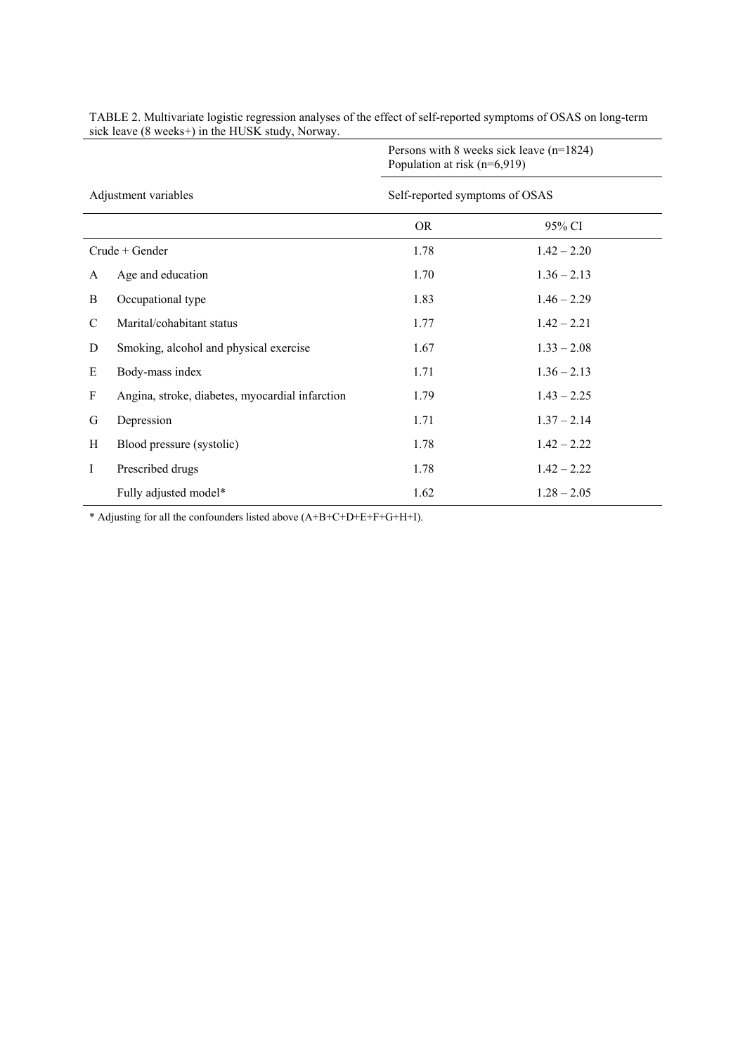TABLE 2. Multivariate logistic regression analyses of the effect of self-reported symptoms of OSAS on long-term sick leave (8 weeks+) in the HUSK study, Norway.

| | Adjustment variables | Persons with 8 weeks sick leave (n=1824) Population at risk (n=6,919) | |
|---|---|---|---|
| | | Self-reported symptoms of OSAS | |
| | | OR | 95% CI |
| Crude + Gender | | 1.78 | 1.42 – 2.20 |
| A | Age and education | 1.70 | 1.36 – 2.13 |
| B | Occupational type | 1.83 | 1.46 – 2.29 |
| C | Marital/cohabitant status | 1.77 | 1.42 – 2.21 |
| D | Smoking, alcohol and physical exercise | 1.67 | 1.33 – 2.08 |
| E | Body-mass index | 1.71 | 1.36 – 2.13 |
| F | Angina, stroke, diabetes, myocardial infarction | 1.79 | 1.43 – 2.25 |
| G | Depression | 1.71 | 1.37 – 2.14 |
| H | Blood pressure (systolic) | 1.78 | 1.42 – 2.22 |
| I | Prescribed drugs | 1.78 | 1.42 – 2.22 |
| | Fully adjusted model* | 1.62 | 1.28 – 2.05 |

* Adjusting for all the confounders listed above (A+B+C+D+E+F+G+H+I).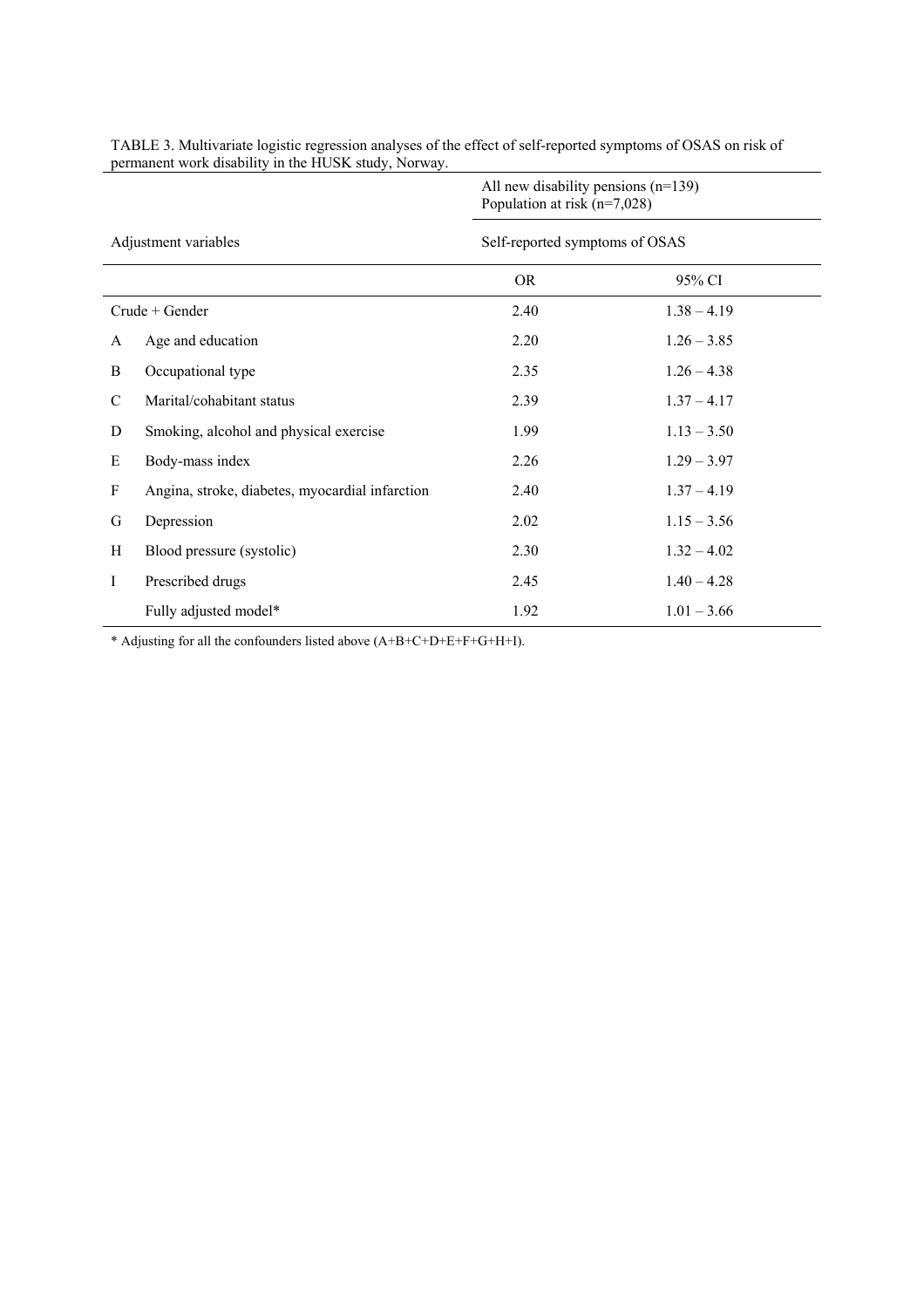TABLE 3. Multivariate logistic regression analyses of the effect of self-reported symptoms of OSAS on risk of permanent work disability in the HUSK study, Norway.

| Adjustment variables | | All new disability pensions (n=139) Population at risk (n=7,028) | |
|---|---|---|---|
| | | Self-reported symptoms of OSAS | |
| | | OR | 95% CI |
| Crude + Gender | | 2.40 | 1.38 – 4.19 |
| A | Age and education | 2.20 | 1.26 – 3.85 |
| B | Occupational type | 2.35 | 1.26 – 4.38 |
| C | Marital/cohabitant status | 2.39 | 1.37 – 4.17 |
| D | Smoking, alcohol and physical exercise | 1.99 | 1.13 – 3.50 |
| E | Body-mass index | 2.26 | 1.29 – 3.97 |
| F | Angina, stroke, diabetes, myocardial infarction | 2.40 | 1.37 – 4.19 |
| G | Depression | 2.02 | 1.15 – 3.56 |
| H | Blood pressure (systolic) | 2.30 | 1.32 – 4.02 |
| I | Prescribed drugs | 2.45 | 1.40 – 4.28 |
| | Fully adjusted model* | 1.92 | 1.01 – 3.66 |

* Adjusting for all the confounders listed above (A+B+C+D+E+F+G+H+I).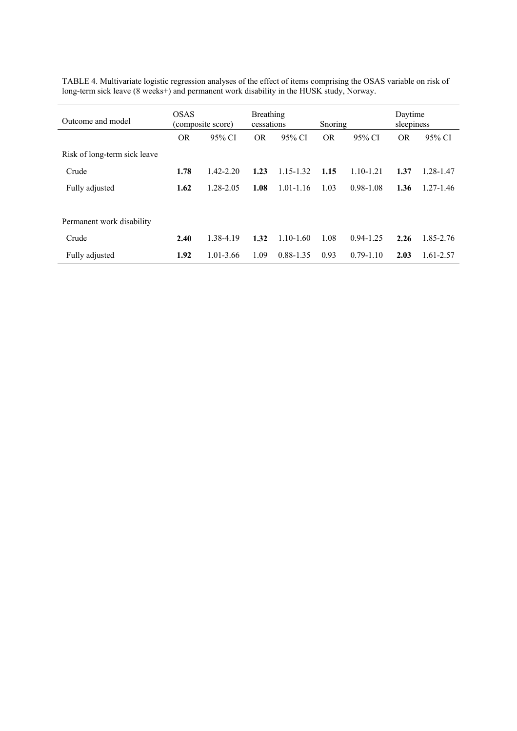TABLE 4. Multivariate logistic regression analyses of the effect of items comprising the OSAS variable on risk of long-term sick leave (8 weeks+) and permanent work disability in the HUSK study, Norway.

| Outcome and model | OSAS (composite score) | | Breathing cessations | | Snoring | | Daytime sleepiness | |
|---|---|---|---|---|---|---|---|---|
| | OR | 95% CI | OR | 95% CI | OR | 95% CI | OR | 95% CI |
| Risk of long-term sick leave | | | | | | | | |
| Crude | **1.78** | 1.42-2.20 | **1.23** | 1.15-1.32 | **1.15** | 1.10-1.21 | **1.37** | 1.28-1.47 |
| Fully adjusted | **1.62** | 1.28-2.05 | **1.08** | 1.01-1.16 | 1.03 | 0.98-1.08 | **1.36** | 1.27-1.46 |
| Permanent work disability | | | | | | | | |
| Crude | **2.40** | 1.38-4.19 | **1.32** | 1.10-1.60 | 1.08 | 0.94-1.25 | **2.26** | 1.85-2.76 |
| Fully adjusted | **1.92** | 1.01-3.66 | 1.09 | 0.88-1.35 | 0.93 | 0.79-1.10 | **2.03** | 1.61-2.57 |